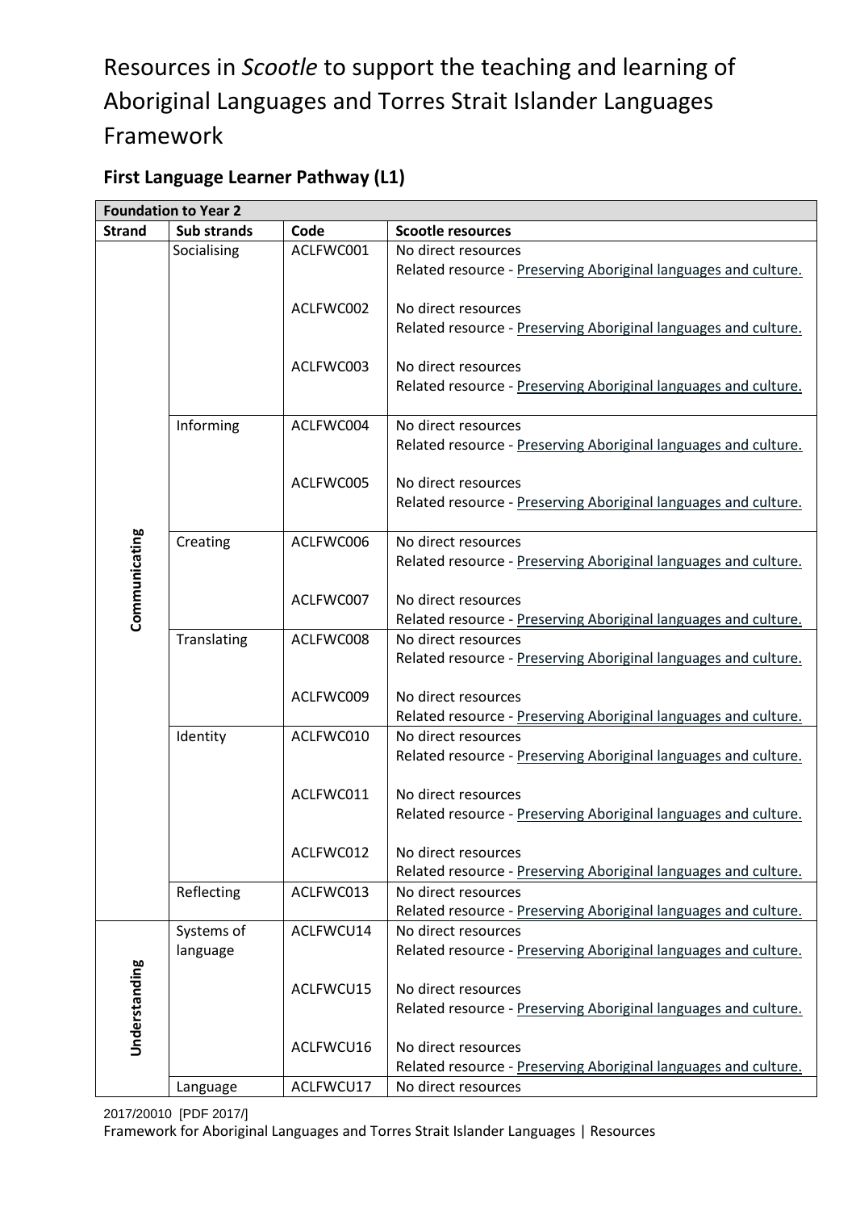# Resources in *Scootle* to support the teaching and learning of Aboriginal Languages and Torres Strait Islander Languages Framework

## First Language Learner Pathway (L1)

| Foundation to Year 2 | | | |
|---|---|---|---|
| **Strand** | **Sub strands** | **Code** | **Scootle resources** |
| Communicating | Socialising | ACLFWC001 | No direct resources<br>Related resource - Preserving Aboriginal languages and culture. |
| | | ACLFWC002 | No direct resources<br>Related resource - Preserving Aboriginal languages and culture. |
| | | ACLFWC003 | No direct resources<br>Related resource - Preserving Aboriginal languages and culture. |
| | Informing | ACLFWC004 | No direct resources<br>Related resource - Preserving Aboriginal languages and culture. |
| | | ACLFWC005 | No direct resources<br>Related resource - Preserving Aboriginal languages and culture. |
| | Creating | ACLFWC006 | No direct resources<br>Related resource - Preserving Aboriginal languages and culture. |
| | | ACLFWC007 | No direct resources<br>Related resource - Preserving Aboriginal languages and culture. |
| | Translating | ACLFWC008 | No direct resources<br>Related resource - Preserving Aboriginal languages and culture. |
| | | ACLFWC009 | No direct resources<br>Related resource - Preserving Aboriginal languages and culture. |
| | Identity | ACLFWC010 | No direct resources<br>Related resource - Preserving Aboriginal languages and culture. |
| | | ACLFWC011 | No direct resources<br>Related resource - Preserving Aboriginal languages and culture. |
| | | ACLFWC012 | No direct resources<br>Related resource - Preserving Aboriginal languages and culture. |
| | Reflecting | ACLFWC013 | No direct resources<br>Related resource - Preserving Aboriginal languages and culture. |
| Understanding | Systems of language | ACLFWCU14 | No direct resources<br>Related resource - Preserving Aboriginal languages and culture. |
| | | ACLFWCU15 | No direct resources<br>Related resource - Preserving Aboriginal languages and culture. |
| | | ACLFWCU16 | No direct resources<br>Related resource - Preserving Aboriginal languages and culture. |
| | Language | ACLFWCU17 | No direct resources |

2017/20010 [PDF 2017/]
Framework for Aboriginal Languages and Torres Strait Islander Languages | Resources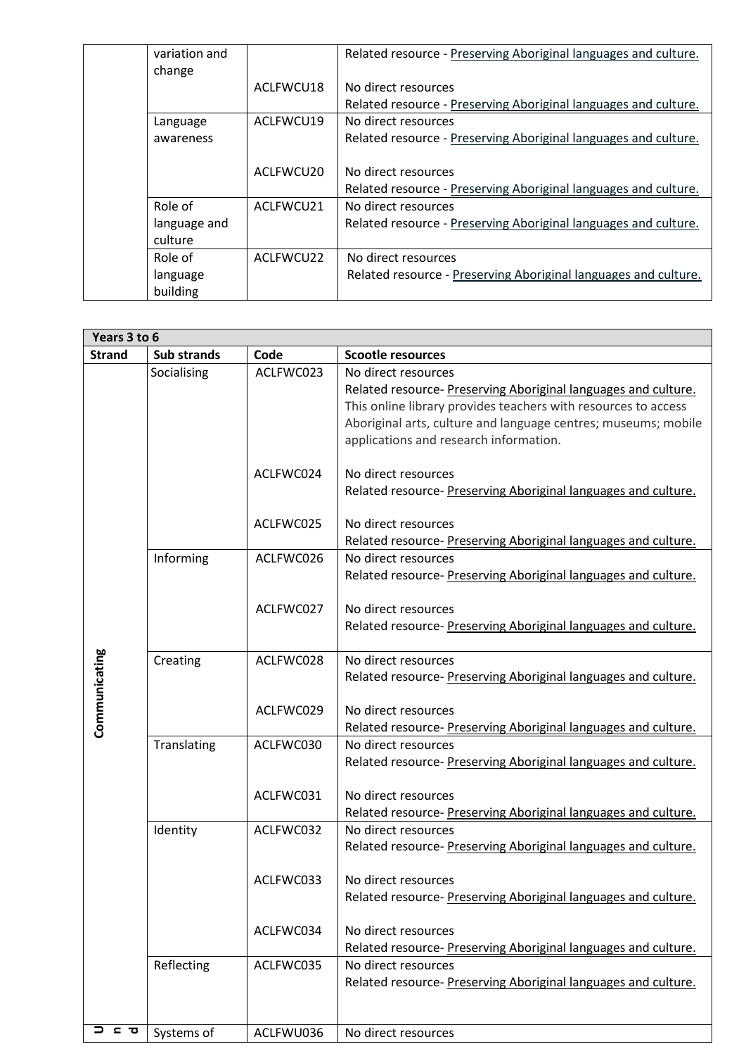|  | variation and change |  | Related resource - Preserving Aboriginal languages and culture. |
|---|---|---|---|
|  |  | ACLFWCU18 | No direct resources<br>Related resource - Preserving Aboriginal languages and culture. |
|  | Language awareness | ACLFWCU19 | No direct resources<br>Related resource - Preserving Aboriginal languages and culture. |
|  |  | ACLFWCU20 | No direct resources<br>Related resource - Preserving Aboriginal languages and culture. |
|  | Role of language and culture | ACLFWCU21 | No direct resources<br>Related resource - Preserving Aboriginal languages and culture. |
|  | Role of language building | ACLFWCU22 | No direct resources<br>Related resource - Preserving Aboriginal languages and culture. |

| Years 3 to 6 | | | |
|---|---|---|---|
| **Strand** | **Sub strands** | **Code** | **Scootle resources** |
| Communicating | Socialising | ACLFWC023 | No direct resources<br>Related resource- Preserving Aboriginal languages and culture. This online library provides teachers with resources to access Aboriginal arts, culture and language centres; museums; mobile applications and research information. |
|  |  | ACLFWC024 | No direct resources<br>Related resource- Preserving Aboriginal languages and culture. |
|  |  | ACLFWC025 | No direct resources<br>Related resource- Preserving Aboriginal languages and culture. |
|  | Informing | ACLFWC026 | No direct resources<br>Related resource- Preserving Aboriginal languages and culture. |
|  |  | ACLFWC027 | No direct resources<br>Related resource- Preserving Aboriginal languages and culture. |
|  | Creating | ACLFWC028 | No direct resources<br>Related resource- Preserving Aboriginal languages and culture. |
|  |  | ACLFWC029 | No direct resources<br>Related resource- Preserving Aboriginal languages and culture. |
|  | Translating | ACLFWC030 | No direct resources<br>Related resource- Preserving Aboriginal languages and culture. |
|  |  | ACLFWC031 | No direct resources<br>Related resource- Preserving Aboriginal languages and culture. |
|  | Identity | ACLFWC032 | No direct resources<br>Related resource- Preserving Aboriginal languages and culture. |
|  |  | ACLFWC033 | No direct resources<br>Related resource- Preserving Aboriginal languages and culture. |
|  |  | ACLFWC034 | No direct resources<br>Related resource- Preserving Aboriginal languages and culture. |
|  | Reflecting | ACLFWC035 | No direct resources<br>Related resource- Preserving Aboriginal languages and culture. |
| Und | Systems of | ACLFWU036 | No direct resources |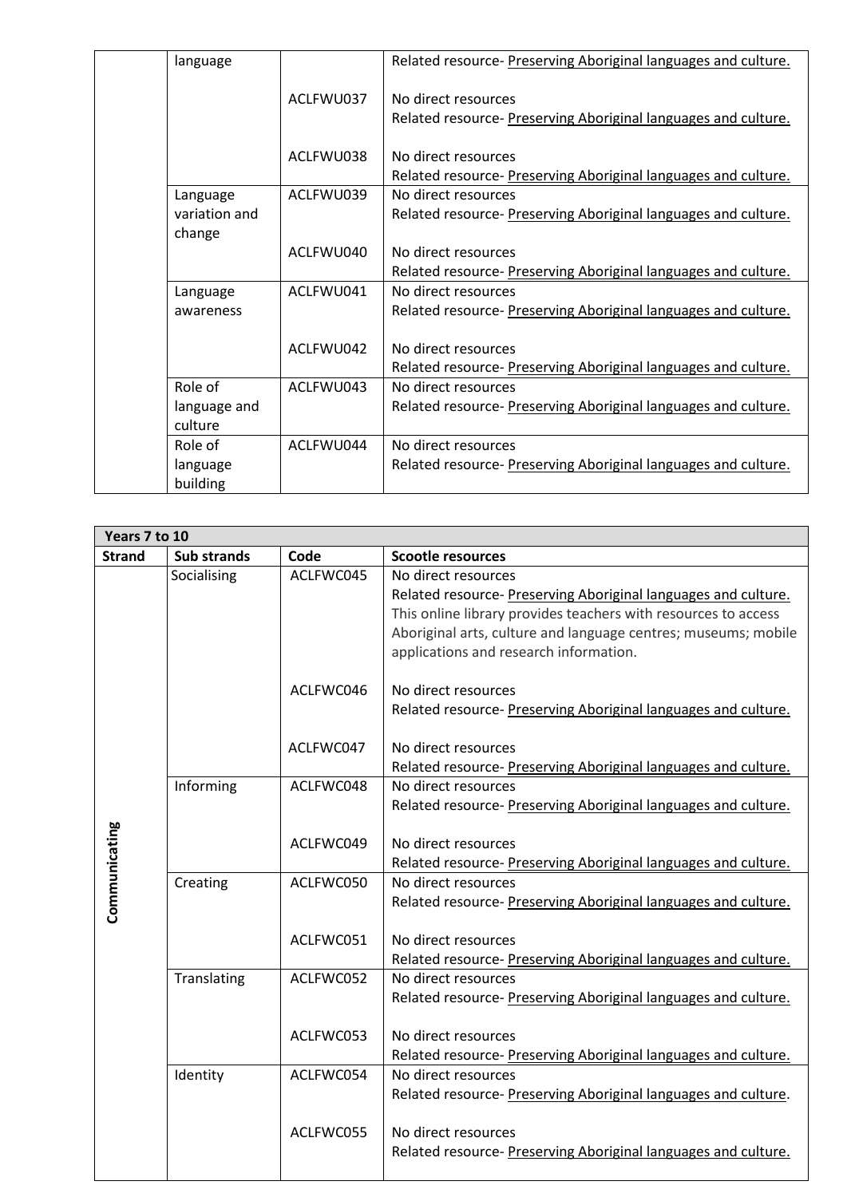| | language | | Related resource- Preserving Aboriginal languages and culture. |
|---|---|---|---|
| | | ACLFWU037 | No direct resources<br>Related resource- Preserving Aboriginal languages and culture. |
| | | ACLFWU038 | No direct resources<br>Related resource- Preserving Aboriginal languages and culture. |
| | Language variation and change | ACLFWU039 | No direct resources<br>Related resource- Preserving Aboriginal languages and culture. |
| | | ACLFWU040 | No direct resources<br>Related resource- Preserving Aboriginal languages and culture. |
| | Language awareness | ACLFWU041 | No direct resources<br>Related resource- Preserving Aboriginal languages and culture. |
| | | ACLFWU042 | No direct resources<br>Related resource- Preserving Aboriginal languages and culture. |
| | Role of language and culture | ACLFWU043 | No direct resources<br>Related resource- Preserving Aboriginal languages and culture. |
| | Role of language building | ACLFWU044 | No direct resources<br>Related resource- Preserving Aboriginal languages and culture. |

| Years 7 to 10 | | | |
|---|---|---|---|
| **Strand** | **Sub strands** | **Code** | **Scootle resources** |
| Communicating | Socialising | ACLFWC045 | No direct resources<br>Related resource- Preserving Aboriginal languages and culture.<br>This online library provides teachers with resources to access Aboriginal arts, culture and language centres; museums; mobile applications and research information. |
| | | ACLFWC046 | No direct resources<br>Related resource- Preserving Aboriginal languages and culture. |
| | | ACLFWC047 | No direct resources<br>Related resource- Preserving Aboriginal languages and culture. |
| | Informing | ACLFWC048 | No direct resources<br>Related resource- Preserving Aboriginal languages and culture. |
| | | ACLFWC049 | No direct resources<br>Related resource- Preserving Aboriginal languages and culture. |
| | Creating | ACLFWC050 | No direct resources<br>Related resource- Preserving Aboriginal languages and culture. |
| | | ACLFWC051 | No direct resources<br>Related resource- Preserving Aboriginal languages and culture. |
| | Translating | ACLFWC052 | No direct resources<br>Related resource- Preserving Aboriginal languages and culture. |
| | | ACLFWC053 | No direct resources<br>Related resource- Preserving Aboriginal languages and culture. |
| | Identity | ACLFWC054 | No direct resources<br>Related resource- Preserving Aboriginal languages and culture. |
| | | ACLFWC055 | No direct resources<br>Related resource- Preserving Aboriginal languages and culture. |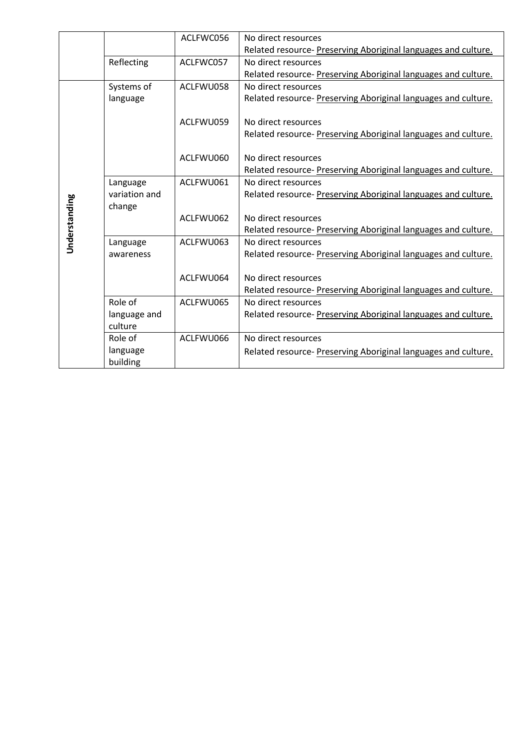| | | | |
|---|---|---|---|
| | | ACLFWC056 | No direct resources<br>Related resource- Preserving Aboriginal languages and culture. |
| | Reflecting | ACLFWC057 | No direct resources<br>Related resource- Preserving Aboriginal languages and culture. |
| **Understanding** | Systems of language | ACLFWU058 | No direct resources<br>Related resource- Preserving Aboriginal languages and culture. |
| | | ACLFWU059 | No direct resources<br>Related resource- Preserving Aboriginal languages and culture. |
| | | ACLFWU060 | No direct resources<br>Related resource- Preserving Aboriginal languages and culture. |
| | Language variation and change | ACLFWU061 | No direct resources<br>Related resource- Preserving Aboriginal languages and culture. |
| | | ACLFWU062 | No direct resources<br>Related resource- Preserving Aboriginal languages and culture. |
| | Language awareness | ACLFWU063 | No direct resources<br>Related resource- Preserving Aboriginal languages and culture. |
| | | ACLFWU064 | No direct resources<br>Related resource- Preserving Aboriginal languages and culture. |
| | Role of language and culture | ACLFWU065 | No direct resources<br>Related resource- Preserving Aboriginal languages and culture. |
| | Role of language building | ACLFWU066 | No direct resources<br>Related resource- Preserving Aboriginal languages and culture. |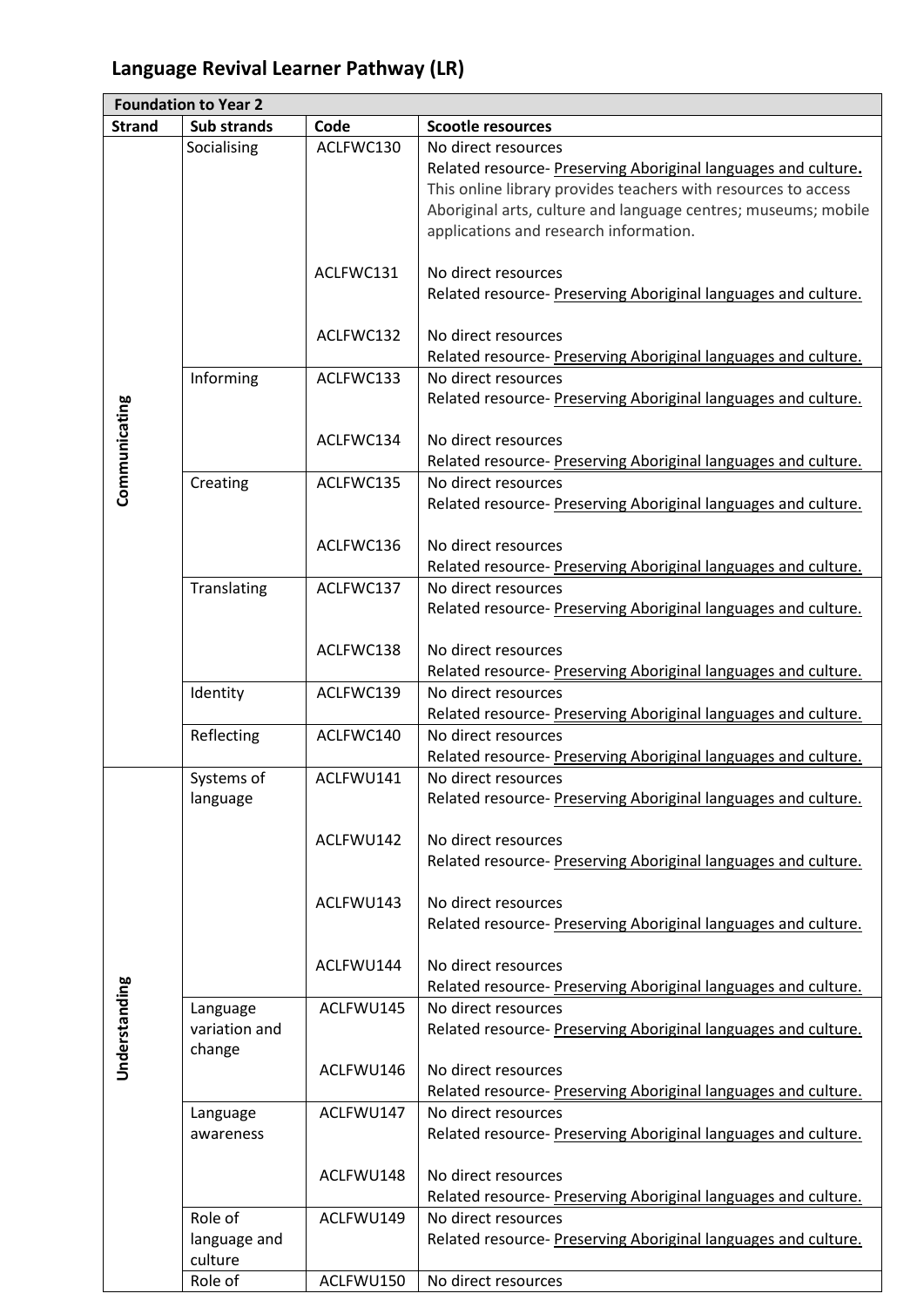## Language Revival Learner Pathway (LR)

| Foundation to Year 2 | | | |
|---|---|---|---|
| **Strand** | **Sub strands** | **Code** | **Scootle resources** |
| Communicating | Socialising | ACLFWC130 | No direct resources<br>Related resource- Preserving Aboriginal languages and culture.<br>This online library provides teachers with resources to access Aboriginal arts, culture and language centres; museums; mobile applications and research information. |
| | | ACLFWC131 | No direct resources<br>Related resource- Preserving Aboriginal languages and culture. |
| | | ACLFWC132 | No direct resources<br>Related resource- Preserving Aboriginal languages and culture. |
| | Informing | ACLFWC133 | No direct resources<br>Related resource- Preserving Aboriginal languages and culture. |
| | | ACLFWC134 | No direct resources<br>Related resource- Preserving Aboriginal languages and culture. |
| | Creating | ACLFWC135 | No direct resources<br>Related resource- Preserving Aboriginal languages and culture. |
| | | ACLFWC136 | No direct resources<br>Related resource- Preserving Aboriginal languages and culture. |
| | Translating | ACLFWC137 | No direct resources<br>Related resource- Preserving Aboriginal languages and culture. |
| | | ACLFWC138 | No direct resources<br>Related resource- Preserving Aboriginal languages and culture. |
| | Identity | ACLFWC139 | No direct resources<br>Related resource- Preserving Aboriginal languages and culture. |
| | Reflecting | ACLFWC140 | No direct resources<br>Related resource- Preserving Aboriginal languages and culture. |
| Understanding | Systems of language | ACLFWU141 | No direct resources<br>Related resource- Preserving Aboriginal languages and culture. |
| | | ACLFWU142 | No direct resources<br>Related resource- Preserving Aboriginal languages and culture. |
| | | ACLFWU143 | No direct resources<br>Related resource- Preserving Aboriginal languages and culture. |
| | | ACLFWU144 | No direct resources<br>Related resource- Preserving Aboriginal languages and culture. |
| | Language variation and change | ACLFWU145 | No direct resources<br>Related resource- Preserving Aboriginal languages and culture. |
| | | ACLFWU146 | No direct resources<br>Related resource- Preserving Aboriginal languages and culture. |
| | Language awareness | ACLFWU147 | No direct resources<br>Related resource- Preserving Aboriginal languages and culture. |
| | | ACLFWU148 | No direct resources<br>Related resource- Preserving Aboriginal languages and culture. |
| | Role of language and culture | ACLFWU149 | No direct resources<br>Related resource- Preserving Aboriginal languages and culture. |
| | Role of | ACLFWU150 | No direct resources |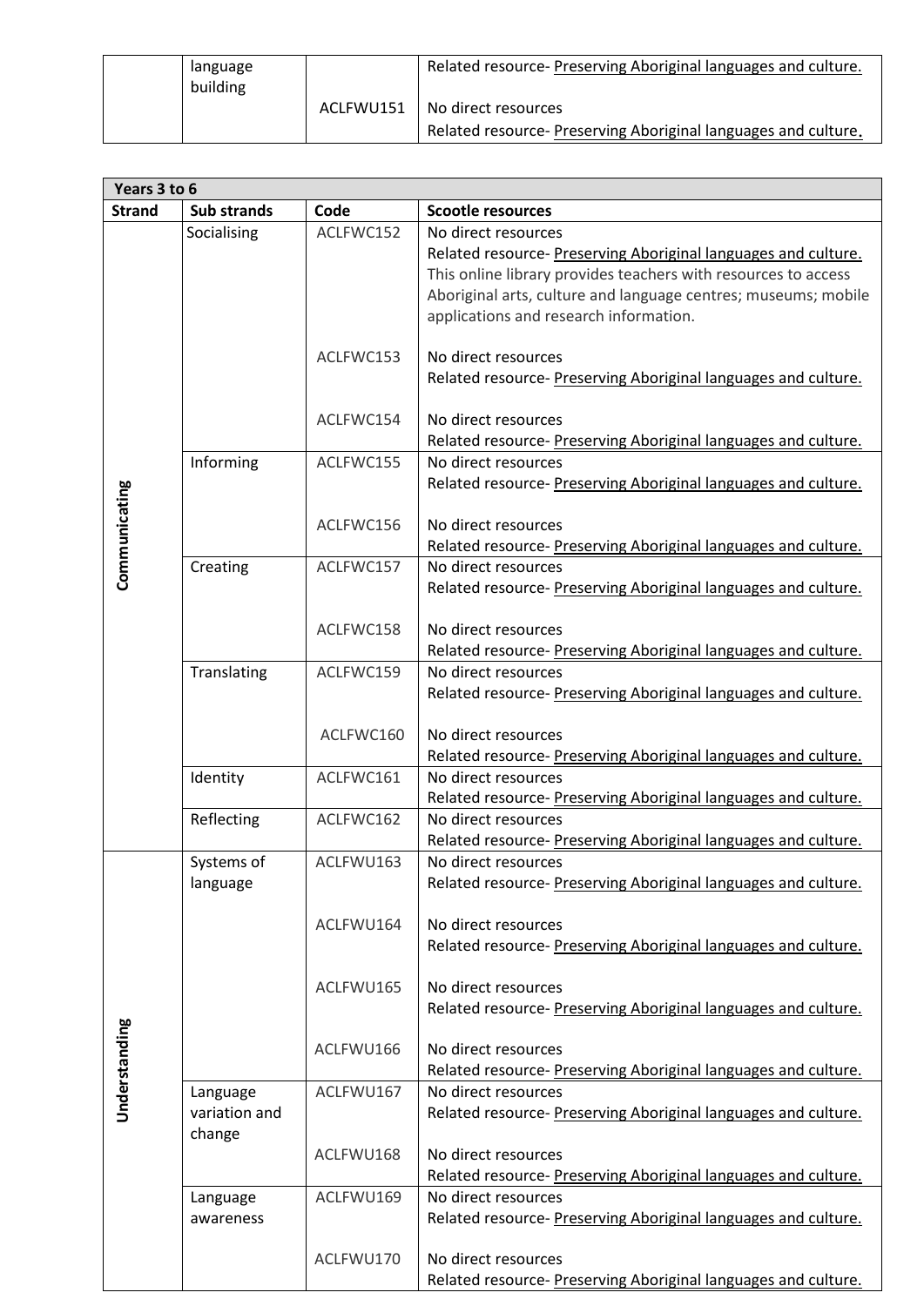| | language building | | Related resource- Preserving Aboriginal languages and culture. |
|---|---|---|---|
| | | ACLFWU151 | No direct resources<br>Related resource- Preserving Aboriginal languages and culture. |

| Years 3 to 6 | | | |
|---|---|---|---|
| **Strand** | **Sub strands** | **Code** | **Scootle resources** |
| Communicating | Socialising | ACLFWC152 | No direct resources<br>Related resource- Preserving Aboriginal languages and culture. This online library provides teachers with resources to access Aboriginal arts, culture and language centres; museums; mobile applications and research information. |
| | | ACLFWC153 | No direct resources<br>Related resource- Preserving Aboriginal languages and culture. |
| | | ACLFWC154 | No direct resources<br>Related resource- Preserving Aboriginal languages and culture. |
| | Informing | ACLFWC155 | No direct resources<br>Related resource- Preserving Aboriginal languages and culture. |
| | | ACLFWC156 | No direct resources<br>Related resource- Preserving Aboriginal languages and culture. |
| | Creating | ACLFWC157 | No direct resources<br>Related resource- Preserving Aboriginal languages and culture. |
| | | ACLFWC158 | No direct resources<br>Related resource- Preserving Aboriginal languages and culture. |
| | Translating | ACLFWC159 | No direct resources<br>Related resource- Preserving Aboriginal languages and culture. |
| | | ACLFWC160 | No direct resources<br>Related resource- Preserving Aboriginal languages and culture. |
| | Identity | ACLFWC161 | No direct resources<br>Related resource- Preserving Aboriginal languages and culture. |
| | Reflecting | ACLFWC162 | No direct resources<br>Related resource- Preserving Aboriginal languages and culture. |
| Understanding | Systems of language | ACLFWU163 | No direct resources<br>Related resource- Preserving Aboriginal languages and culture. |
| | | ACLFWU164 | No direct resources<br>Related resource- Preserving Aboriginal languages and culture. |
| | | ACLFWU165 | No direct resources<br>Related resource- Preserving Aboriginal languages and culture. |
| | | ACLFWU166 | No direct resources<br>Related resource- Preserving Aboriginal languages and culture. |
| | Language variation and change | ACLFWU167 | No direct resources<br>Related resource- Preserving Aboriginal languages and culture. |
| | | ACLFWU168 | No direct resources<br>Related resource- Preserving Aboriginal languages and culture. |
| | Language awareness | ACLFWU169 | No direct resources<br>Related resource- Preserving Aboriginal languages and culture. |
| | | ACLFWU170 | No direct resources<br>Related resource- Preserving Aboriginal languages and culture. |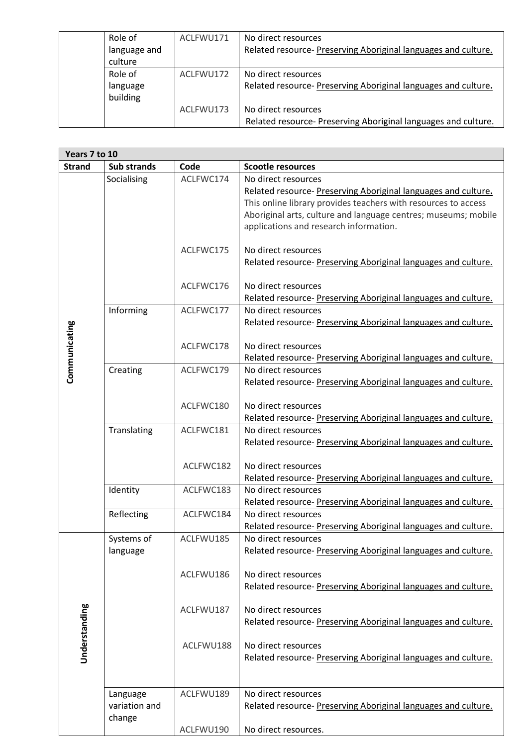| | | | |
|---|---|---|---|
| | Role of language and culture | ACLFWU171 | No direct resources<br>Related resource- Preserving Aboriginal languages and culture. |
| | Role of language building | ACLFWU172 | No direct resources<br>Related resource- Preserving Aboriginal languages and culture**.** |
| | | ACLFWU173 | No direct resources<br>Related resource- Preserving Aboriginal languages and culture. |

| **Years 7 to 10** | | | |
|---|---|---|---|
| **Strand** | **Sub strands** | **Code** | **Scootle resources** |
| **Communicating** | Socialising | ACLFWC174 | No direct resources<br>Related resource- Preserving Aboriginal languages and culture**.**<br>This online library provides teachers with resources to access Aboriginal arts, culture and language centres; museums; mobile applications and research information. |
| | | ACLFWC175 | No direct resources<br>Related resource- Preserving Aboriginal languages and culture. |
| | | ACLFWC176 | No direct resources<br>Related resource- Preserving Aboriginal languages and culture. |
| | Informing | ACLFWC177 | No direct resources<br>Related resource- Preserving Aboriginal languages and culture. |
| | | ACLFWC178 | No direct resources<br>Related resource- Preserving Aboriginal languages and culture. |
| | Creating | ACLFWC179 | No direct resources<br>Related resource- Preserving Aboriginal languages and culture. |
| | | ACLFWC180 | No direct resources<br>Related resource- Preserving Aboriginal languages and culture. |
| | Translating | ACLFWC181 | No direct resources<br>Related resource- Preserving Aboriginal languages and culture. |
| | | ACLFWC182 | No direct resources<br>Related resource- Preserving Aboriginal languages and culture. |
| | Identity | ACLFWC183 | No direct resources<br>Related resource- Preserving Aboriginal languages and culture. |
| | Reflecting | ACLFWC184 | No direct resources<br>Related resource- Preserving Aboriginal languages and culture. |
| **Understanding** | Systems of language | ACLFWU185 | No direct resources<br>Related resource- Preserving Aboriginal languages and culture. |
| | | ACLFWU186 | No direct resources<br>Related resource- Preserving Aboriginal languages and culture. |
| | | ACLFWU187 | No direct resources<br>Related resource- Preserving Aboriginal languages and culture. |
| | | ACLFWU188 | No direct resources<br>Related resource- Preserving Aboriginal languages and culture. |
| | Language variation and change | ACLFWU189 | No direct resources<br>Related resource- Preserving Aboriginal languages and culture. |
| | | ACLFWU190 | No direct resources. |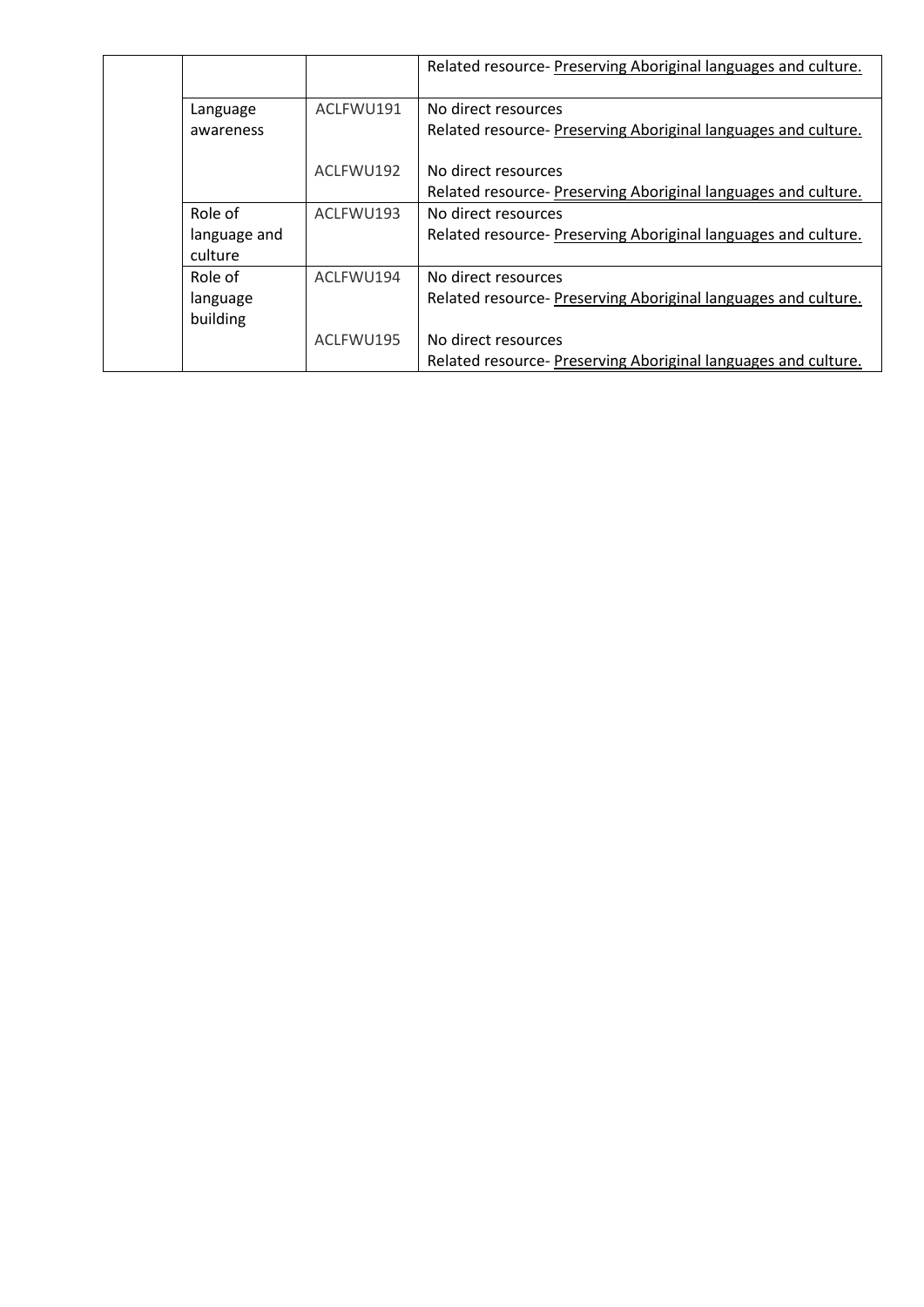| | | | |
|---|---|---|---|
| | | | Related resource- Preserving Aboriginal languages and culture. |
| | Language awareness | ACLFWU191 | No direct resources<br>Related resource- Preserving Aboriginal languages and culture. |
| | | ACLFWU192 | No direct resources<br>Related resource- Preserving Aboriginal languages and culture. |
| | Role of language and culture | ACLFWU193 | No direct resources<br>Related resource- Preserving Aboriginal languages and culture. |
| | Role of language building | ACLFWU194 | No direct resources<br>Related resource- Preserving Aboriginal languages and culture. |
| | | ACLFWU195 | No direct resources<br>Related resource- Preserving Aboriginal languages and culture. |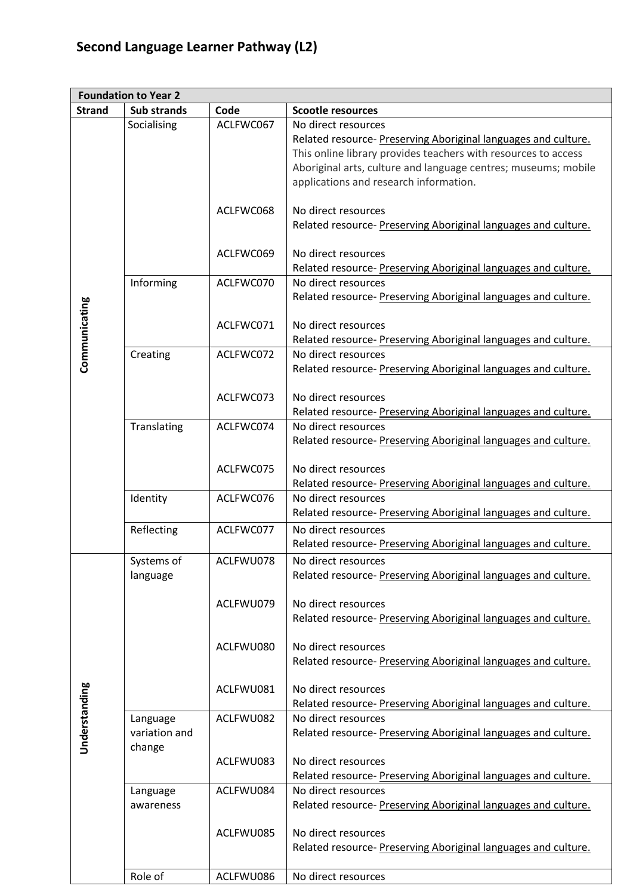# Second Language Learner Pathway (L2)

| Foundation to Year 2 | | | |
|---|---|---|---|
| **Strand** | **Sub strands** | **Code** | **Scootle resources** |
| Communicating | Socialising | ACLFWC067 | No direct resources<br>Related resource- Preserving Aboriginal languages and culture.<br>This online library provides teachers with resources to access Aboriginal arts, culture and language centres; museums; mobile applications and research information. |
| | | ACLFWC068 | No direct resources<br>Related resource- Preserving Aboriginal languages and culture. |
| | | ACLFWC069 | No direct resources<br>Related resource- Preserving Aboriginal languages and culture. |
| | Informing | ACLFWC070 | No direct resources<br>Related resource- Preserving Aboriginal languages and culture. |
| | | ACLFWC071 | No direct resources<br>Related resource- Preserving Aboriginal languages and culture. |
| | Creating | ACLFWC072 | No direct resources<br>Related resource- Preserving Aboriginal languages and culture. |
| | | ACLFWC073 | No direct resources<br>Related resource- Preserving Aboriginal languages and culture. |
| | Translating | ACLFWC074 | No direct resources<br>Related resource- Preserving Aboriginal languages and culture. |
| | | ACLFWC075 | No direct resources<br>Related resource- Preserving Aboriginal languages and culture. |
| | Identity | ACLFWC076 | No direct resources<br>Related resource- Preserving Aboriginal languages and culture. |
| | Reflecting | ACLFWC077 | No direct resources<br>Related resource- Preserving Aboriginal languages and culture. |
| Understanding | Systems of language | ACLFWU078 | No direct resources<br>Related resource- Preserving Aboriginal languages and culture. |
| | | ACLFWU079 | No direct resources<br>Related resource- Preserving Aboriginal languages and culture. |
| | | ACLFWU080 | No direct resources<br>Related resource- Preserving Aboriginal languages and culture. |
| | | ACLFWU081 | No direct resources<br>Related resource- Preserving Aboriginal languages and culture. |
| | Language variation and change | ACLFWU082 | No direct resources<br>Related resource- Preserving Aboriginal languages and culture. |
| | | ACLFWU083 | No direct resources<br>Related resource- Preserving Aboriginal languages and culture. |
| | Language awareness | ACLFWU084 | No direct resources<br>Related resource- Preserving Aboriginal languages and culture. |
| | | ACLFWU085 | No direct resources<br>Related resource- Preserving Aboriginal languages and culture. |
| | Role of | ACLFWU086 | No direct resources |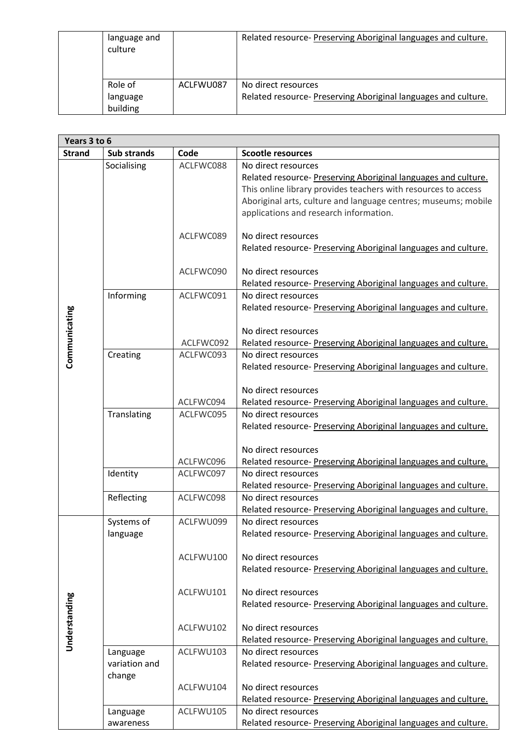| | | | |
|---|---|---|---|
| | language and culture | | Related resource- Preserving Aboriginal languages and culture. |
| | Role of language building | ACLFWU087 | No direct resources<br>Related resource- Preserving Aboriginal languages and culture. |

| Years 3 to 6 | | | |
|---|---|---|---|
| **Strand** | **Sub strands** | **Code** | **Scootle resources** |
| **Communicating** | Socialising | ACLFWC088 | No direct resources<br>Related resource- Preserving Aboriginal languages and culture.<br>This online library provides teachers with resources to access Aboriginal arts, culture and language centres; museums; mobile applications and research information. |
| | | ACLFWC089 | No direct resources<br>Related resource- Preserving Aboriginal languages and culture. |
| | | ACLFWC090 | No direct resources<br>Related resource- Preserving Aboriginal languages and culture. |
| | Informing | ACLFWC091 | No direct resources<br>Related resource- Preserving Aboriginal languages and culture. |
| | | ACLFWC092 | No direct resources<br>Related resource- Preserving Aboriginal languages and culture. |
| | Creating | ACLFWC093 | No direct resources<br>Related resource- Preserving Aboriginal languages and culture. |
| | | ACLFWC094 | No direct resources<br>Related resource- Preserving Aboriginal languages and culture. |
| | Translating | ACLFWC095 | No direct resources<br>Related resource- Preserving Aboriginal languages and culture. |
| | | ACLFWC096 | No direct resources<br>Related resource- Preserving Aboriginal languages and culture. |
| | Identity | ACLFWC097 | No direct resources<br>Related resource- Preserving Aboriginal languages and culture. |
| | Reflecting | ACLFWC098 | No direct resources<br>Related resource- Preserving Aboriginal languages and culture. |
| **Understanding** | Systems of language | ACLFWU099 | No direct resources<br>Related resource- Preserving Aboriginal languages and culture. |
| | | ACLFWU100 | No direct resources<br>Related resource- Preserving Aboriginal languages and culture. |
| | | ACLFWU101 | No direct resources<br>Related resource- Preserving Aboriginal languages and culture. |
| | | ACLFWU102 | No direct resources<br>Related resource- Preserving Aboriginal languages and culture. |
| | Language variation and change | ACLFWU103 | No direct resources<br>Related resource- Preserving Aboriginal languages and culture. |
| | | ACLFWU104 | No direct resources<br>Related resource- Preserving Aboriginal languages and culture. |
| | Language awareness | ACLFWU105 | No direct resources<br>Related resource- Preserving Aboriginal languages and culture. |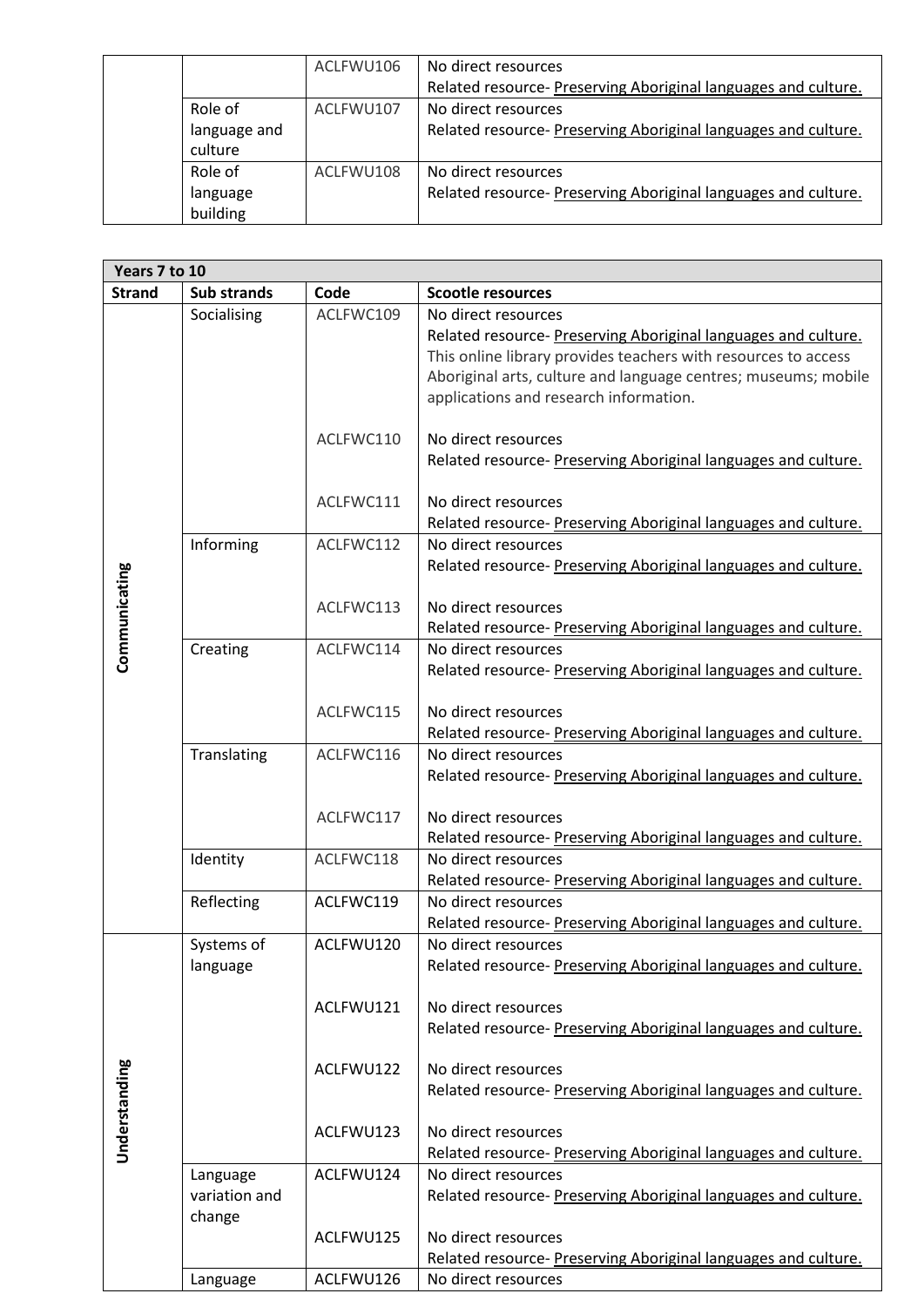| | | | |
|---|---|---|---|
| | | ACLFWU106 | No direct resources<br>Related resource- Preserving Aboriginal languages and culture. |
| | Role of language and culture | ACLFWU107 | No direct resources<br>Related resource- Preserving Aboriginal languages and culture. |
| | Role of language building | ACLFWU108 | No direct resources<br>Related resource- Preserving Aboriginal languages and culture. |

| Years 7 to 10 | | | |
|---|---|---|---|
| **Strand** | **Sub strands** | **Code** | **Scootle resources** |
| Communicating | Socialising | ACLFWC109 | No direct resources<br>Related resource- Preserving Aboriginal languages and culture.<br>This online library provides teachers with resources to access Aboriginal arts, culture and language centres; museums; mobile applications and research information. |
| | | ACLFWC110 | No direct resources<br>Related resource- Preserving Aboriginal languages and culture. |
| | | ACLFWC111 | No direct resources<br>Related resource- Preserving Aboriginal languages and culture. |
| | Informing | ACLFWC112 | No direct resources<br>Related resource- Preserving Aboriginal languages and culture. |
| | | ACLFWC113 | No direct resources<br>Related resource- Preserving Aboriginal languages and culture. |
| | Creating | ACLFWC114 | No direct resources<br>Related resource- Preserving Aboriginal languages and culture. |
| | | ACLFWC115 | No direct resources<br>Related resource- Preserving Aboriginal languages and culture. |
| | Translating | ACLFWC116 | No direct resources<br>Related resource- Preserving Aboriginal languages and culture. |
| | | ACLFWC117 | No direct resources<br>Related resource- Preserving Aboriginal languages and culture. |
| | Identity | ACLFWC118 | No direct resources<br>Related resource- Preserving Aboriginal languages and culture. |
| | Reflecting | ACLFWC119 | No direct resources<br>Related resource- Preserving Aboriginal languages and culture. |
| Understanding | Systems of language | ACLFWU120 | No direct resources<br>Related resource- Preserving Aboriginal languages and culture. |
| | | ACLFWU121 | No direct resources<br>Related resource- Preserving Aboriginal languages and culture. |
| | | ACLFWU122 | No direct resources<br>Related resource- Preserving Aboriginal languages and culture. |
| | | ACLFWU123 | No direct resources<br>Related resource- Preserving Aboriginal languages and culture. |
| | Language variation and change | ACLFWU124 | No direct resources<br>Related resource- Preserving Aboriginal languages and culture. |
| | | ACLFWU125 | No direct resources<br>Related resource- Preserving Aboriginal languages and culture. |
| | Language | ACLFWU126 | No direct resources |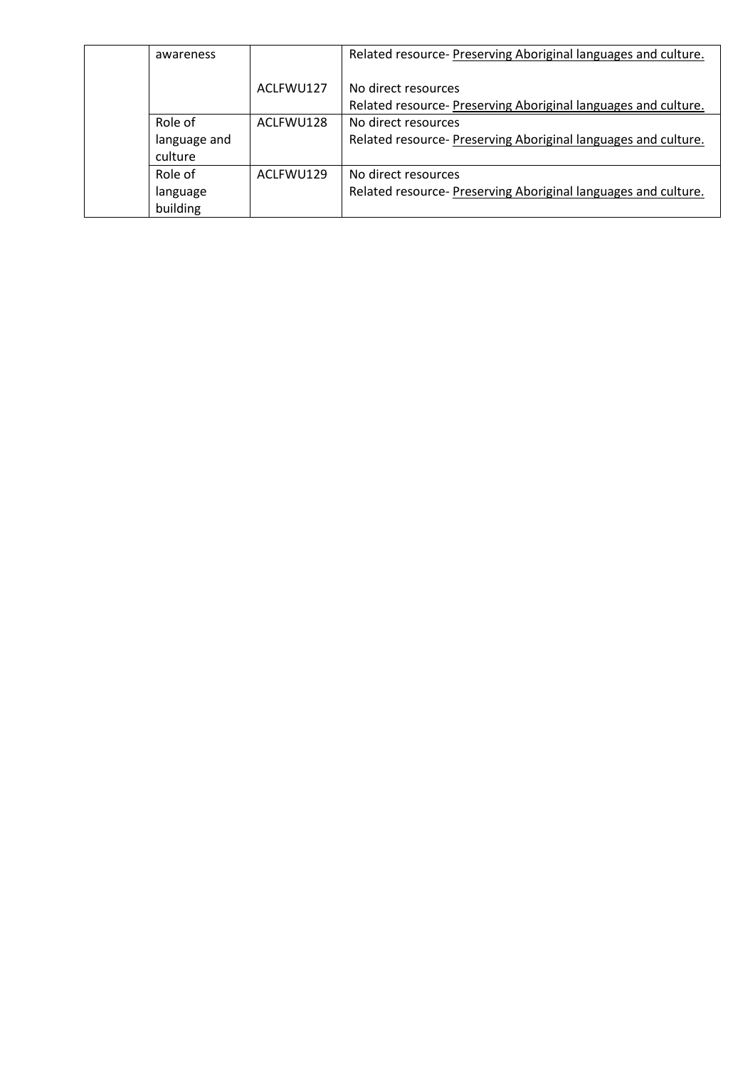|  | awareness |  | Related resource- Preserving Aboriginal languages and culture. |
|---|---|---|---|
|  |  | ACLFWU127 | No direct resources<br>Related resource- Preserving Aboriginal languages and culture. |
|  | Role of language and culture | ACLFWU128 | No direct resources<br>Related resource- Preserving Aboriginal languages and culture. |
|  | Role of language building | ACLFWU129 | No direct resources<br>Related resource- Preserving Aboriginal languages and culture. |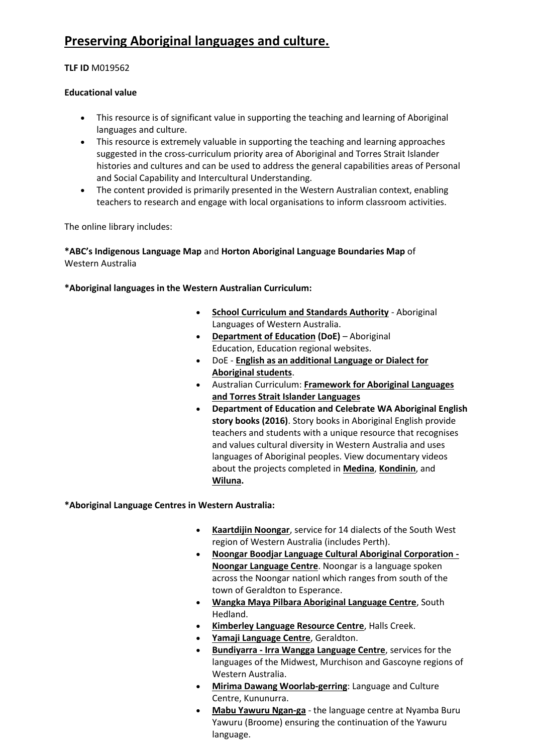# Preserving Aboriginal languages and culture.

**TLF ID** M019562

**Educational value**

- This resource is of significant value in supporting the teaching and learning of Aboriginal languages and culture.
- This resource is extremely valuable in supporting the teaching and learning approaches suggested in the cross-curriculum priority area of Aboriginal and Torres Strait Islander histories and cultures and can be used to address the general capabilities areas of Personal and Social Capability and Intercultural Understanding.
- The content provided is primarily presented in the Western Australian context, enabling teachers to research and engage with local organisations to inform classroom activities.

The online library includes:

***ABC's Indigenous Language Map** and **Horton Aboriginal Language Boundaries Map** of Western Australia

***Aboriginal languages in the Western Australian Curriculum:**

- **School Curriculum and Standards Authority** - Aboriginal Languages of Western Australia.
- **Department of Education (DoE)** – Aboriginal Education, Education regional websites.
- DoE - **English as an additional Language or Dialect for Aboriginal students**.
- Australian Curriculum: **Framework for Aboriginal Languages and Torres Strait Islander Languages**
- **Department of Education and Celebrate WA Aboriginal English story books (2016)**. Story books in Aboriginal English provide teachers and students with a unique resource that recognises and values cultural diversity in Western Australia and uses languages of Aboriginal peoples. View documentary videos about the projects completed in **Medina**, **Kondinin**, and **Wiluna.**

***Aboriginal Language Centres in Western Australia:**

- **Kaartdijin Noongar**, service for 14 dialects of the South West region of Western Australia (includes Perth).
- **Noongar Boodjar Language Cultural Aboriginal Corporation - Noongar Language Centre**. Noongar is a language spoken across the Noongar nationl which ranges from south of the town of Geraldton to Esperance.
- **Wangka Maya Pilbara Aboriginal Language Centre**, South Hedland.
- **Kimberley Language Resource Centre**, Halls Creek.
- **Yamaji Language Centre**, Geraldton.
- **Bundiyarra - Irra Wangga Language Centre**, services for the languages of the Midwest, Murchison and Gascoyne regions of Western Australia.
- **Mirima Dawang Woorlab-gerring**: Language and Culture Centre, Kununurra.
- **Mabu Yawuru Ngan-ga** - the language centre at Nyamba Buru Yawuru (Broome) ensuring the continuation of the Yawuru language.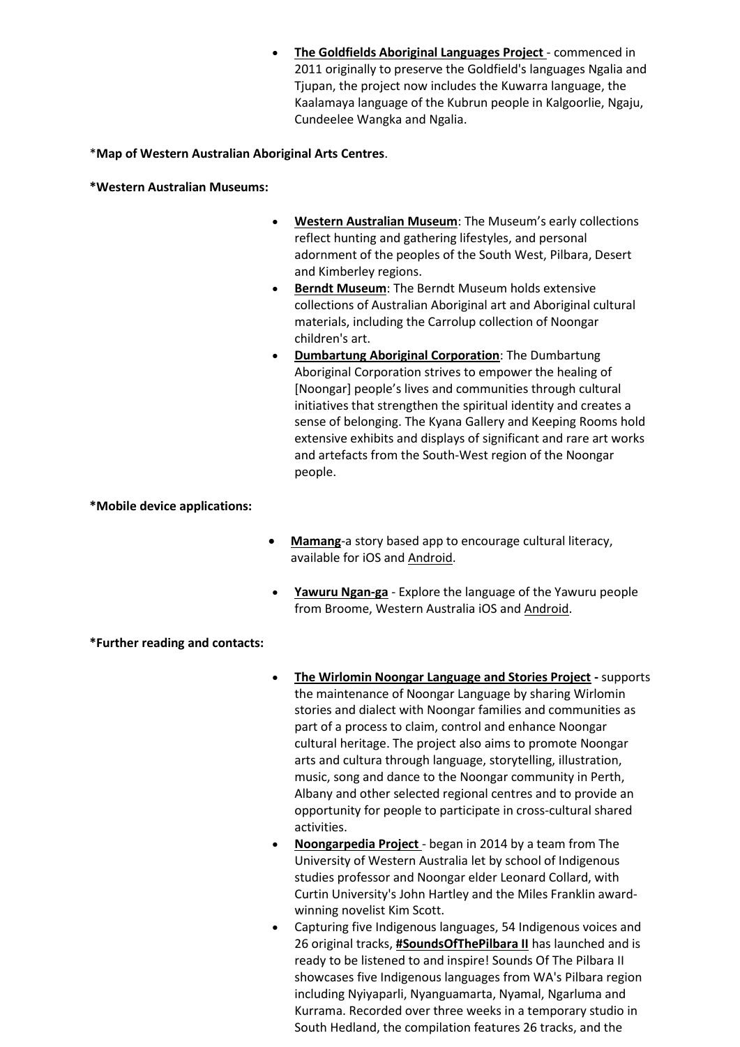- **The Goldfields Aboriginal Languages Project** - commenced in 2011 originally to preserve the Goldfield's languages Ngalia and Tjupan, the project now includes the Kuwarra language, the Kaalamaya language of the Kubrun people in Kalgoorlie, Ngaju, Cundeelee Wangka and Ngalia.

***Map of Western Australian Aboriginal Arts Centres**.

***Western Australian Museums:**

- **Western Australian Museum**: The Museum's early collections reflect hunting and gathering lifestyles, and personal adornment of the peoples of the South West, Pilbara, Desert and Kimberley regions.
- **Berndt Museum**: The Berndt Museum holds extensive collections of Australian Aboriginal art and Aboriginal cultural materials, including the Carrolup collection of Noongar children's art.
- **Dumbartung Aboriginal Corporation**: The Dumbartung Aboriginal Corporation strives to empower the healing of [Noongar] people's lives and communities through cultural initiatives that strengthen the spiritual identity and creates a sense of belonging. The Kyana Gallery and Keeping Rooms hold extensive exhibits and displays of significant and rare art works and artefacts from the South-West region of the Noongar people.

***Mobile device applications:**

- **Mamang**-a story based app to encourage cultural literacy, available for iOS and Android.
- **Yawuru Ngan-ga** - Explore the language of the Yawuru people from Broome, Western Australia iOS and Android.

***Further reading and contacts:**

- **The Wirlomin Noongar Language and Stories Project -** supports the maintenance of Noongar Language by sharing Wirlomin stories and dialect with Noongar families and communities as part of a process to claim, control and enhance Noongar cultural heritage. The project also aims to promote Noongar arts and cultura through language, storytelling, illustration, music, song and dance to the Noongar community in Perth, Albany and other selected regional centres and to provide an opportunity for people to participate in cross-cultural shared activities.
- **Noongarpedia Project** - began in 2014 by a team from The University of Western Australia let by school of Indigenous studies professor and Noongar elder Leonard Collard, with Curtin University's John Hartley and the Miles Franklin award-winning novelist Kim Scott.
- Capturing five Indigenous languages, 54 Indigenous voices and 26 original tracks, **#SoundsOfThePilbara II** has launched and is ready to be listened to and inspire! Sounds Of The Pilbara II showcases five Indigenous languages from WA's Pilbara region including Nyiyaparli, Nyanguamarta, Nyamal, Ngarluma and Kurrama. Recorded over three weeks in a temporary studio in South Hedland, the compilation features 26 tracks, and the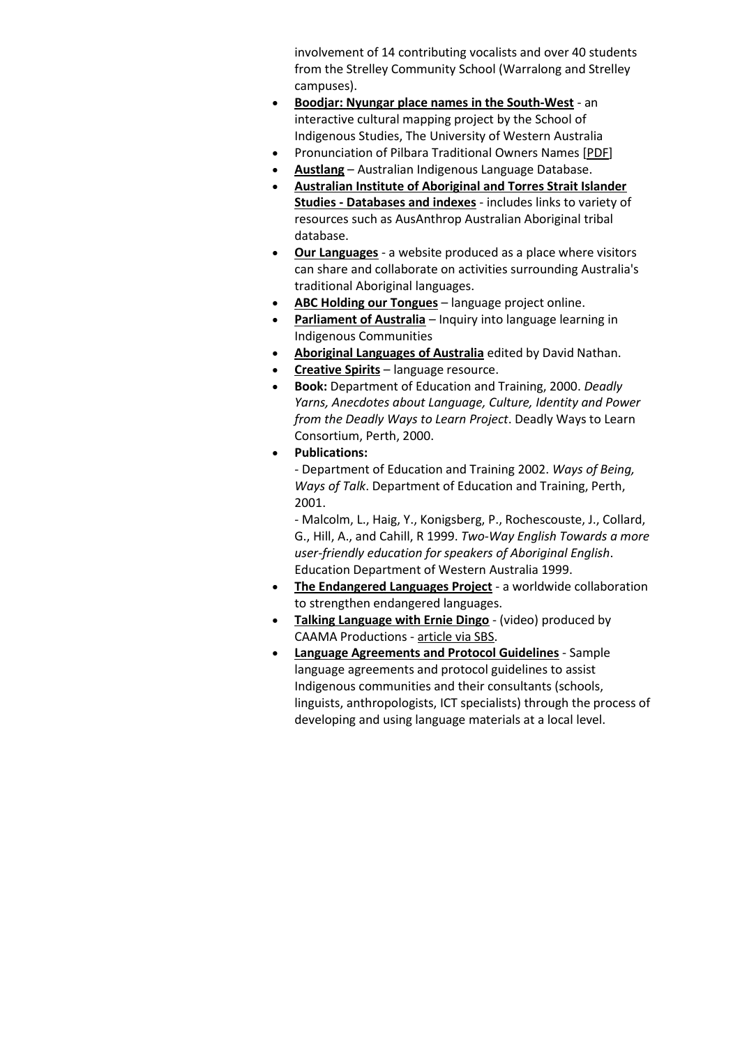involvement of 14 contributing vocalists and over 40 students from the Strelley Community School (Warralong and Strelley campuses).

- **Boodjar: Nyungar place names in the South-West** - an interactive cultural mapping project by the School of Indigenous Studies, The University of Western Australia
- Pronunciation of Pilbara Traditional Owners Names [PDF]
- **Austlang** – Australian Indigenous Language Database.
- **Australian Institute of Aboriginal and Torres Strait Islander Studies - Databases and indexes** - includes links to variety of resources such as AusAnthrop Australian Aboriginal tribal database.
- **Our Languages** - a website produced as a place where visitors can share and collaborate on activities surrounding Australia's traditional Aboriginal languages.
- **ABC Holding our Tongues** – language project online.
- **Parliament of Australia** – Inquiry into language learning in Indigenous Communities
- **Aboriginal Languages of Australia** edited by David Nathan.
- **Creative Spirits** – language resource.
- **Book:** Department of Education and Training, 2000. *Deadly Yarns, Anecdotes about Language, Culture, Identity and Power from the Deadly Ways to Learn Project*. Deadly Ways to Learn Consortium, Perth, 2000.
- **Publications:**

  - Department of Education and Training 2002. *Ways of Being, Ways of Talk*. Department of Education and Training, Perth, 2001.

  - Malcolm, L., Haig, Y., Konigsberg, P., Rochescouste, J., Collard, G., Hill, A., and Cahill, R 1999. *Two-Way English Towards a more user-friendly education for speakers of Aboriginal English*. Education Department of Western Australia 1999.
- **The Endangered Languages Project** - a worldwide collaboration to strengthen endangered languages.
- **Talking Language with Ernie Dingo** - (video) produced by CAAMA Productions - article via SBS.
- **Language Agreements and Protocol Guidelines** - Sample language agreements and protocol guidelines to assist Indigenous communities and their consultants (schools, linguists, anthropologists, ICT specialists) through the process of developing and using language materials at a local level.